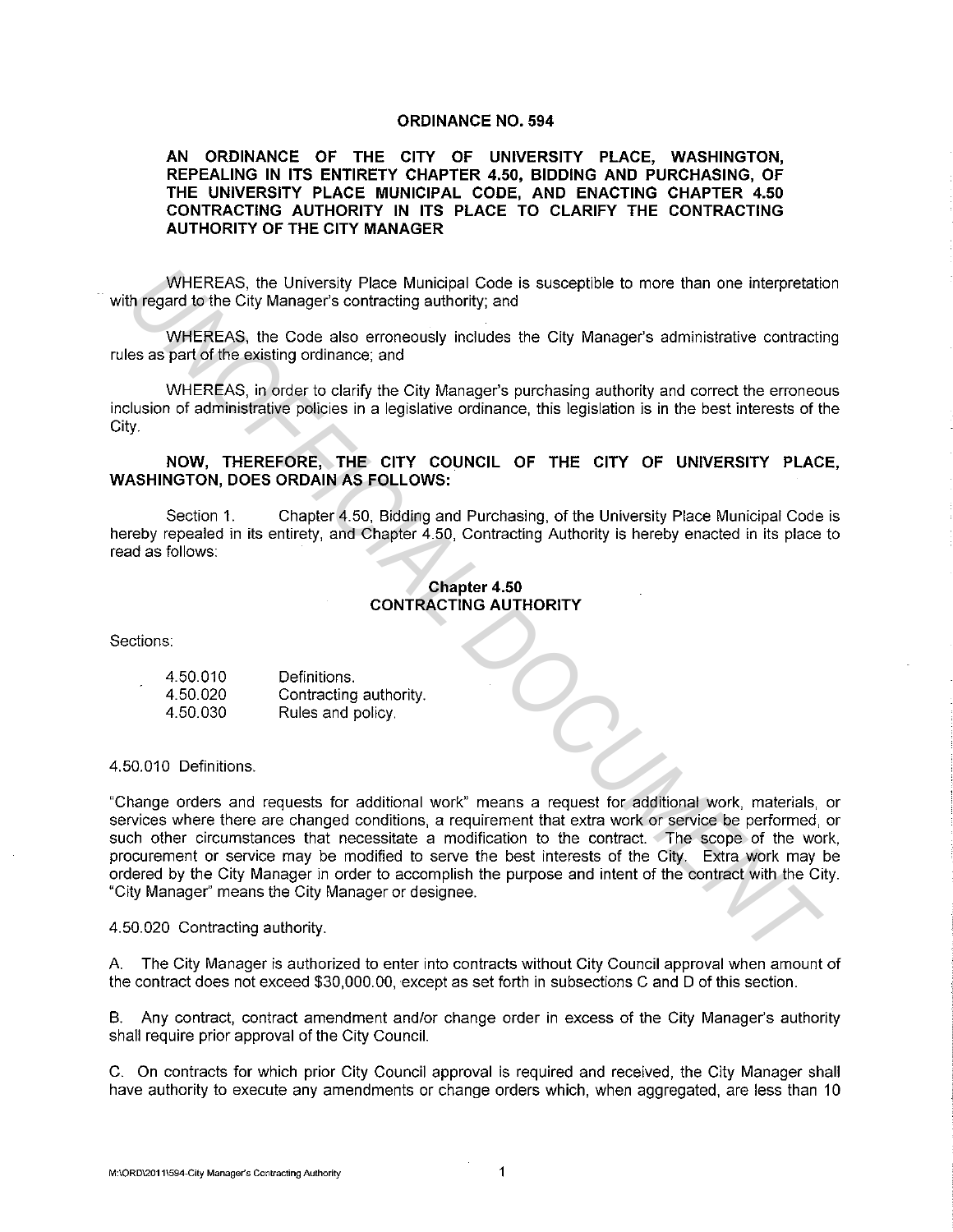# ORDINANCE NO. 594

## AN ORDINANCE OF THE CITY OF UNIVERSITY PLACE, WASHINGTON, REPEALING IN ITS ENTIRETY CHAPTER 4.50, BIDDING AND PURCHASING, OF THE UNIVERSITY PLACE MUNICIPAL CODE, AND ENACTING CHAPTER 4.50 CONTRACTING AUTHORITY IN ITS PLACE TO CLARIFY THE CONTRACTING AUTHORITY OF THE CITY MANAGER

WHEREAS, the University Place Municipal Code is susceptible to more than one interpretation with regard to the City Manager's contracting authority; and

WHEREAS, the Code also erroneously includes the City Manager's administrative contracting rules as part of the existing ordinance; and

WHEREAS, in order to clarify the City Manager's purchasing authority and correct the erroneous inclusion of administrative policies in a legislative ordinance, this legislation is in the best interests of the City.

**NOW, THEREFORE, THE CITY COUNCIL OF THE CITY OF UNIVERSITY PLACE, WASHINGTON, DOES ORDAIN AS FOLLOWS:**

Section 1. Chapter 4.50, Bidding and Purchasing, of the University Place Municipal Code is hereby repealed in its entirety, and Chapter 4.50, Contracting Authority is hereby enacted in its place to read as follows:

### Chapter 4.50
### CONTRACTING AUTHORITY

Sections:

| | |
|---|---|
| 4.50.010 | Definitions. |
| 4.50.020 | Contracting authority. |
| 4.50.030 | Rules and policy. |

4.50.010 Definitions.

"Change orders and requests for additional work" means a request for additional work, materials, or services where there are changed conditions, a requirement that extra work or service be performed, or such other circumstances that necessitate a modification to the contract. The scope of the work, procurement or service may be modified to serve the best interests of the City. Extra work may be ordered by the City Manager in order to accomplish the purpose and intent of the contract with the City. "City Manager" means the City Manager or designee.

4.50.020 Contracting authority.

A. The City Manager is authorized to enter into contracts without City Council approval when amount of the contract does not exceed $30,000.00, except as set forth in subsections C and D of this section.

B. Any contract, contract amendment and/or change order in excess of the City Manager's authority shall require prior approval of the City Council.

C. On contracts for which prior City Council approval is required and received, the City Manager shall have authority to execute any amendments or change orders which, when aggregated, are less than 10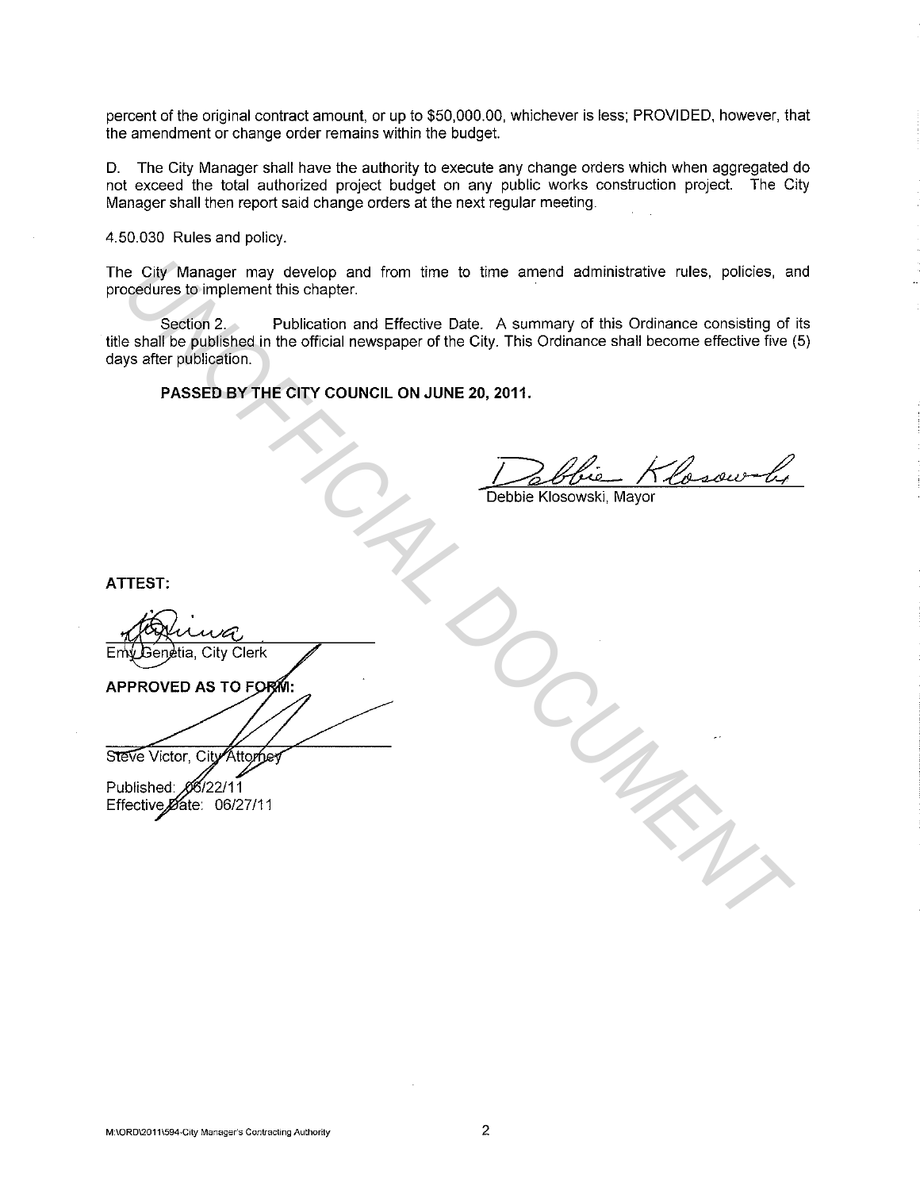percent of the original contract amount, or up to $50,000.00, whichever is less; PROVIDED, however, that the amendment or change order remains within the budget.

D. The City Manager shall have the authority to execute any change orders which when aggregated do not exceed the total authorized project budget on any public works construction project. The City Manager shall then report said change orders at the next regular meeting.

4.50.030 Rules and policy.

The City Manager may develop and from time to time amend administrative rules, policies, and procedures to implement this chapter.

Section 2. Publication and Effective Date. A summary of this Ordinance consisting of its title shall be published in the official newspaper of the City. This Ordinance shall become effective five (5) days after publication.

**PASSED BY THE CITY COUNCIL ON JUNE 20, 2011.**

Debbie Klosowski, Mayor

**ATTEST:**

Emy Genetia, City Clerk

**APPROVED AS TO FORM:**

Steve Victor, City Attorney

Published: 06/22/11
Effective Date: 06/27/11

UNOFFICIAL DOCUMENT

M:\ORD\2011\594-City Manager's Contracting Authority